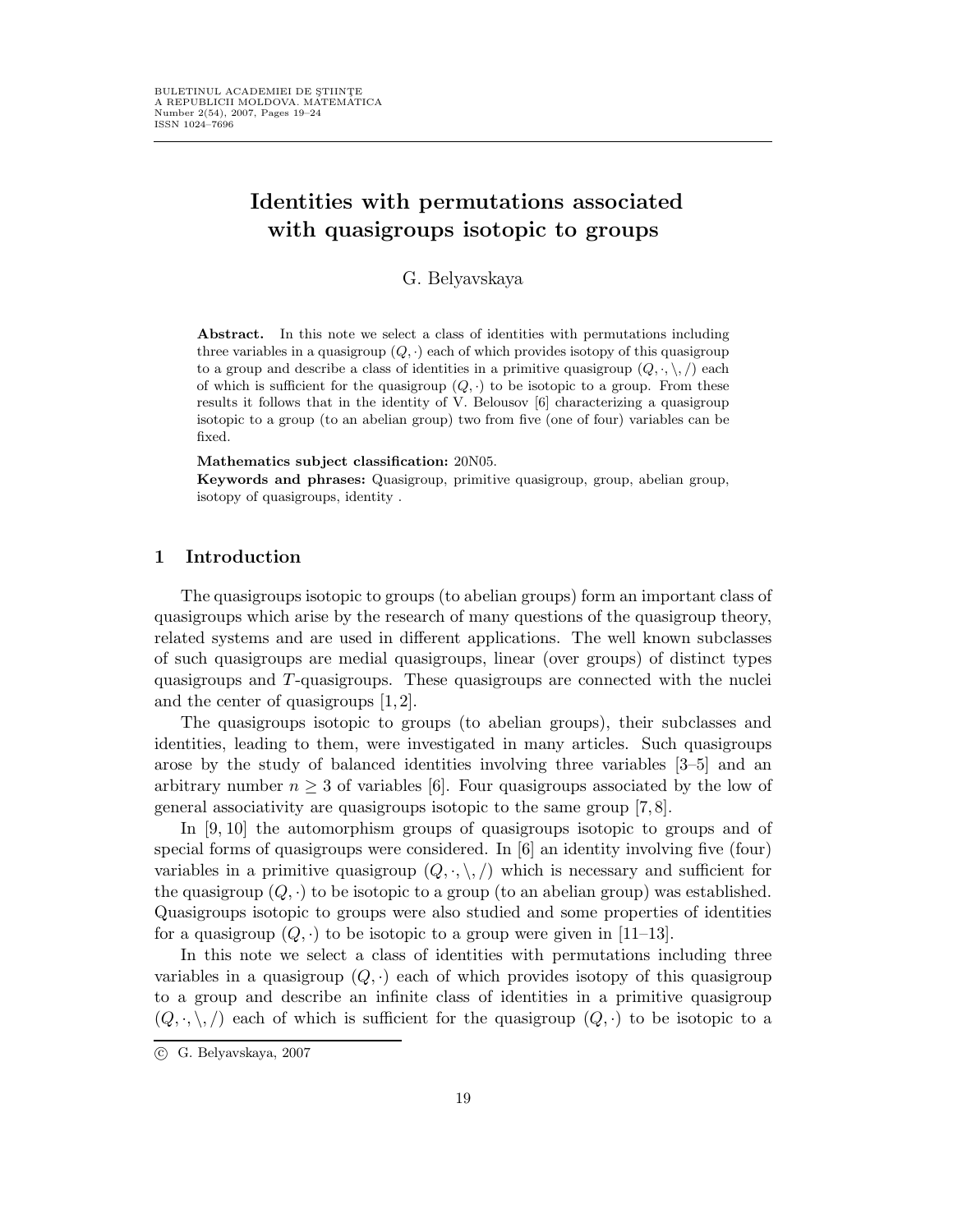# Identities with permutations associated with quasigroups isotopic to groups

G. Belyavskaya

**Abstract.** In this note we select a class of identities with permutations including three variables in a quasigroup $(Q, \cdot)$ each of which provides isotopy of this quasigroup to a group and describe a class of identities in a primitive quasigroup $(Q, \cdot, \backslash, /)$ each of which is sufficient for the quasigroup $(Q, \cdot)$ to be isotopic to a group. From these results it follows that in the identity of V. Belousov [6] characterizing a quasigroup isotopic to a group (to an abelian group) two from five (one of four) variables can be fixed.

**Mathematics subject classification:** 20N05.

**Keywords and phrases:** Quasigroup, primitive quasigroup, group, abelian group, isotopy of quasigroups, identity .

## 1 Introduction

The quasigroups isotopic to groups (to abelian groups) form an important class of quasigroups which arise by the research of many questions of the quasigroup theory, related systems and are used in different applications. The well known subclasses of such quasigroups are medial quasigroups, linear (over groups) of distinct types quasigroups and $T$-quasigroups. These quasigroups are connected with the nuclei and the center of quasigroups [1, 2].

The quasigroups isotopic to groups (to abelian groups), their subclasses and identities, leading to them, were investigated in many articles. Such quasigroups arose by the study of balanced identities involving three variables [3–5] and an arbitrary number $n \geq 3$ of variables [6]. Four quasigroups associated by the low of general associativity are quasigroups isotopic to the same group [7, 8].

In [9, 10] the automorphism groups of quasigroups isotopic to groups and of special forms of quasigroups were considered. In [6] an identity involving five (four) variables in a primitive quasigroup $(Q, \cdot, \backslash, /)$ which is necessary and sufficient for the quasigroup $(Q, \cdot)$ to be isotopic to a group (to an abelian group) was established. Quasigroups isotopic to groups were also studied and some properties of identities for a quasigroup $(Q, \cdot)$ to be isotopic to a group were given in [11–13].

In this note we select a class of identities with permutations including three variables in a quasigroup $(Q, \cdot)$ each of which provides isotopy of this quasigroup to a group and describe an infinite class of identities in a primitive quasigroup $(Q, \cdot, \backslash, /)$ each of which is sufficient for the quasigroup $(Q, \cdot)$ to be isotopic to a

© G. Belyavskaya, 2007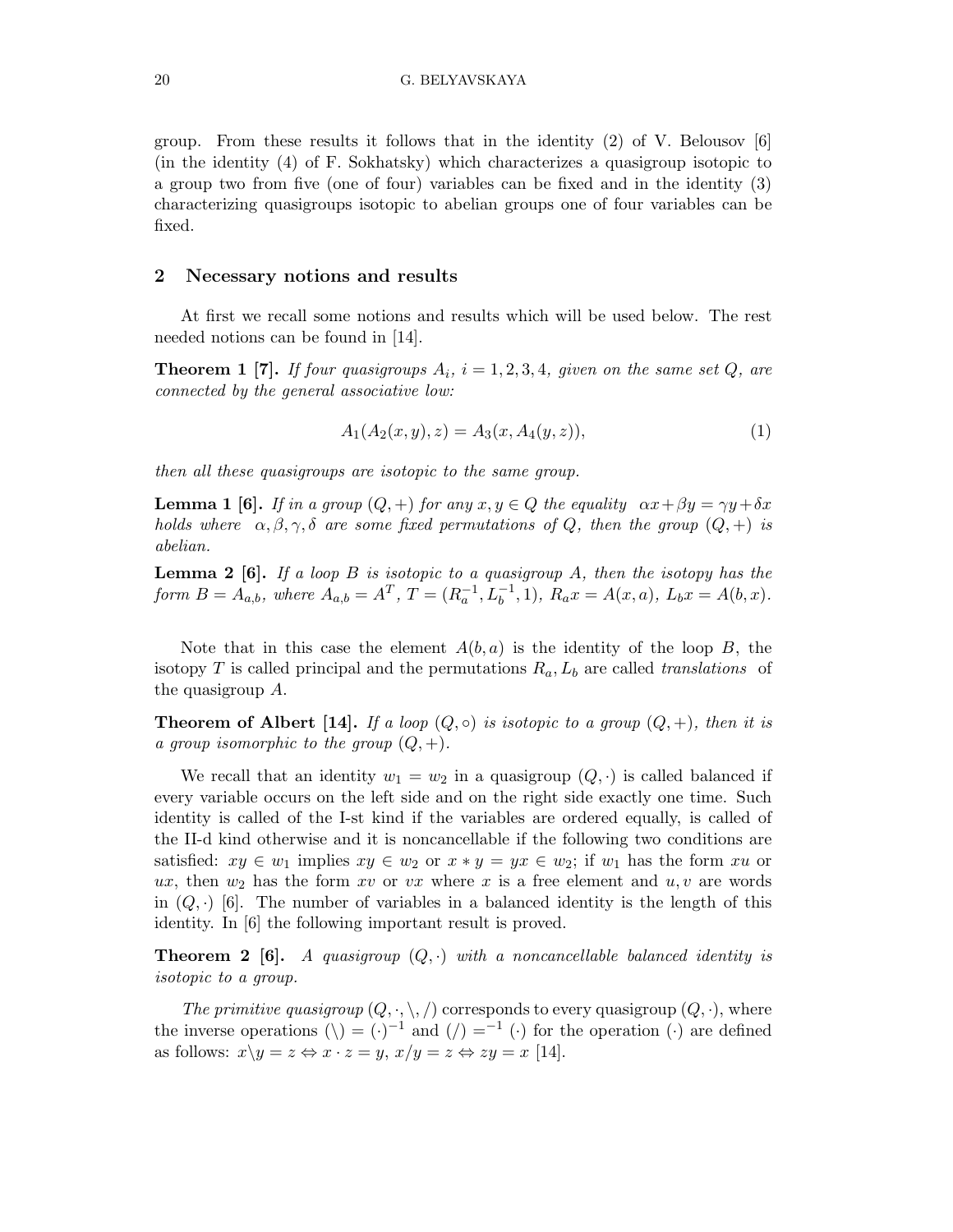group. From these results it follows that in the identity (2) of V. Belousov [6] (in the identity (4) of F. Sokhatsky) which characterizes a quasigroup isotopic to a group two from five (one of four) variables can be fixed and in the identity (3) characterizing quasigroups isotopic to abelian groups one of four variables can be fixed.

## 2 Necessary notions and results

At first we recall some notions and results which will be used below. The rest needed notions can be found in [14].

**Theorem 1 [7].** *If four quasigroups $A_i$, $i = 1, 2, 3, 4$, given on the same set $Q$, are connected by the general associative low:*

$$A_1(A_2(x, y), z) = A_3(x, A_4(y, z)), \tag{1}$$

*then all these quasigroups are isotopic to the same group.*

**Lemma 1 [6].** *If in a group $(Q, +)$ for any $x, y \in Q$ the equality $\alpha x + \beta y = \gamma y + \delta x$ holds where $\alpha, \beta, \gamma, \delta$ are some fixed permutations of $Q$, then the group $(Q, +)$ is abelian.*

**Lemma 2 [6].** *If a loop $B$ is isotopic to a quasigroup $A$, then the isotopy has the form $B = A_{a,b}$, where $A_{a,b} = A^T$, $T = (R_a^{-1}, L_b^{-1}, 1)$, $R_a x = A(x, a)$, $L_b x = A(b, x)$.*

Note that in this case the element $A(b, a)$ is the identity of the loop $B$, the isotopy $T$ is called principal and the permutations $R_a, L_b$ are called *translations* of the quasigroup $A$.

**Theorem of Albert [14].** *If a loop $(Q, \circ)$ is isotopic to a group $(Q, +)$, then it is a group isomorphic to the group $(Q, +)$.*

We recall that an identity $w_1 = w_2$ in a quasigroup $(Q, \cdot)$ is called balanced if every variable occurs on the left side and on the right side exactly one time. Such identity is called of the I-st kind if the variables are ordered equally, is called of the II-d kind otherwise and it is noncancellable if the following two conditions are satisfied: $xy \in w_1$ implies $xy \in w_2$ or $x * y = yx \in w_2$; if $w_1$ has the form $xu$ or $ux$, then $w_2$ has the form $xv$ or $vx$ where $x$ is a free element and $u, v$ are words in $(Q, \cdot)$ [6]. The number of variables in a balanced identity is the length of this identity. In [6] the following important result is proved.

**Theorem 2 [6].** *A quasigroup $(Q, \cdot)$ with a noncancellable balanced identity is isotopic to a group.*

*The primitive quasigroup* $(Q, \cdot, \backslash, /)$ corresponds to every quasigroup $(Q, \cdot)$, where the inverse operations $(\backslash) = (\cdot)^{-1}$ and $(/) = ^{-1}(\cdot)$ for the operation $(\cdot)$ are defined as follows: $x \backslash y = z \Leftrightarrow x \cdot z = y$, $x/y = z \Leftrightarrow zy = x$ [14].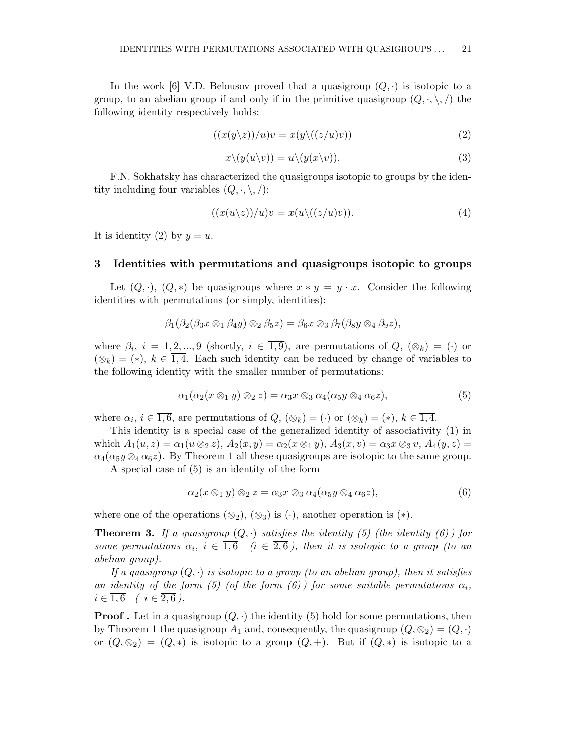In the work [6] V.D. Belousov proved that a quasigroup $(Q,\cdot)$ is isotopic to a group, to an abelian group if and only if in the primitive quasigroup $(Q,\cdot,\backslash,/)$ the following identity respectively holds:

$$((x(y\backslash z))/u)v = x(y\backslash((z/u)v)) \tag{2}$$

$$x\backslash(y(u\backslash v)) = u\backslash(y(x\backslash v)). \tag{3}$$

F.N. Sokhatsky has characterized the quasigroups isotopic to groups by the identity including four variables $(Q,\cdot,\backslash,/)$:

$$((x(u\backslash z))/u)v = x(u\backslash((z/u)v)). \tag{4}$$

It is identity (2) by $y = u$.

## 3 Identities with permutations and quasigroups isotopic to groups

Let $(Q,\cdot)$, $(Q,*)$ be quasigroups where $x * y = y \cdot x$. Consider the following identities with permutations (or simply, identities):

$$\beta_1(\beta_2(\beta_3 x \otimes_1 \beta_4 y) \otimes_2 \beta_5 z) = \beta_6 x \otimes_3 \beta_7(\beta_8 y \otimes_4 \beta_9 z),$$

where $\beta_i$, $i = 1,2,...,9$ (shortly, $i \in \overline{1,9}$), are permutations of $Q$, $(\otimes_k) = (\cdot)$ or $(\otimes_k) = (*)$, $k \in \overline{1,4}$. Each such identity can be reduced by change of variables to the following identity with the smaller number of permutations:

$$\alpha_1(\alpha_2(x \otimes_1 y) \otimes_2 z) = \alpha_3 x \otimes_3 \alpha_4(\alpha_5 y \otimes_4 \alpha_6 z), \tag{5}$$

where $\alpha_i$, $i \in \overline{1,6}$, are permutations of $Q$, $(\otimes_k) = (\cdot)$ or $(\otimes_k) = (*)$, $k \in \overline{1,4}$.

This identity is a special case of the generalized identity of associativity (1) in which $A_1(u,z) = \alpha_1(u \otimes_2 z)$, $A_2(x,y) = \alpha_2(x \otimes_1 y)$, $A_3(x,v) = \alpha_3 x \otimes_3 v$, $A_4(y,z) = \alpha_4(\alpha_5 y \otimes_4 \alpha_6 z)$. By Theorem 1 all these quasigroups are isotopic to the same group.

A special case of (5) is an identity of the form

$$\alpha_2(x \otimes_1 y) \otimes_2 z = \alpha_3 x \otimes_3 \alpha_4(\alpha_5 y \otimes_4 \alpha_6 z), \tag{6}$$

where one of the operations $(\otimes_2)$, $(\otimes_3)$ is $(\cdot)$, another operation is $(*)$.

**Theorem 3.** *If a quasigroup $(Q,\cdot)$ satisfies the identity (5) (the identity (6)) for some permutations $\alpha_i$, $i \in \overline{1,6}$ ($i \in \overline{2,6}$), then it is isotopic to a group (to an abelian group).*

*If a quasigroup $(Q,\cdot)$ is isotopic to a group (to an abelian group), then it satisfies an identity of the form (5) (of the form (6)) for some suitable permutations $\alpha_i$, $i \in \overline{1,6}$ ($i \in \overline{2,6}$).*

**Proof .** Let in a quasigroup $(Q,\cdot)$ the identity (5) hold for some permutations, then by Theorem 1 the quasigroup $A_1$ and, consequently, the quasigroup $(Q,\otimes_2) = (Q,\cdot)$ or $(Q,\otimes_2) = (Q,*)$ is isotopic to a group $(Q,+)$. But if $(Q,*)$ is isotopic to a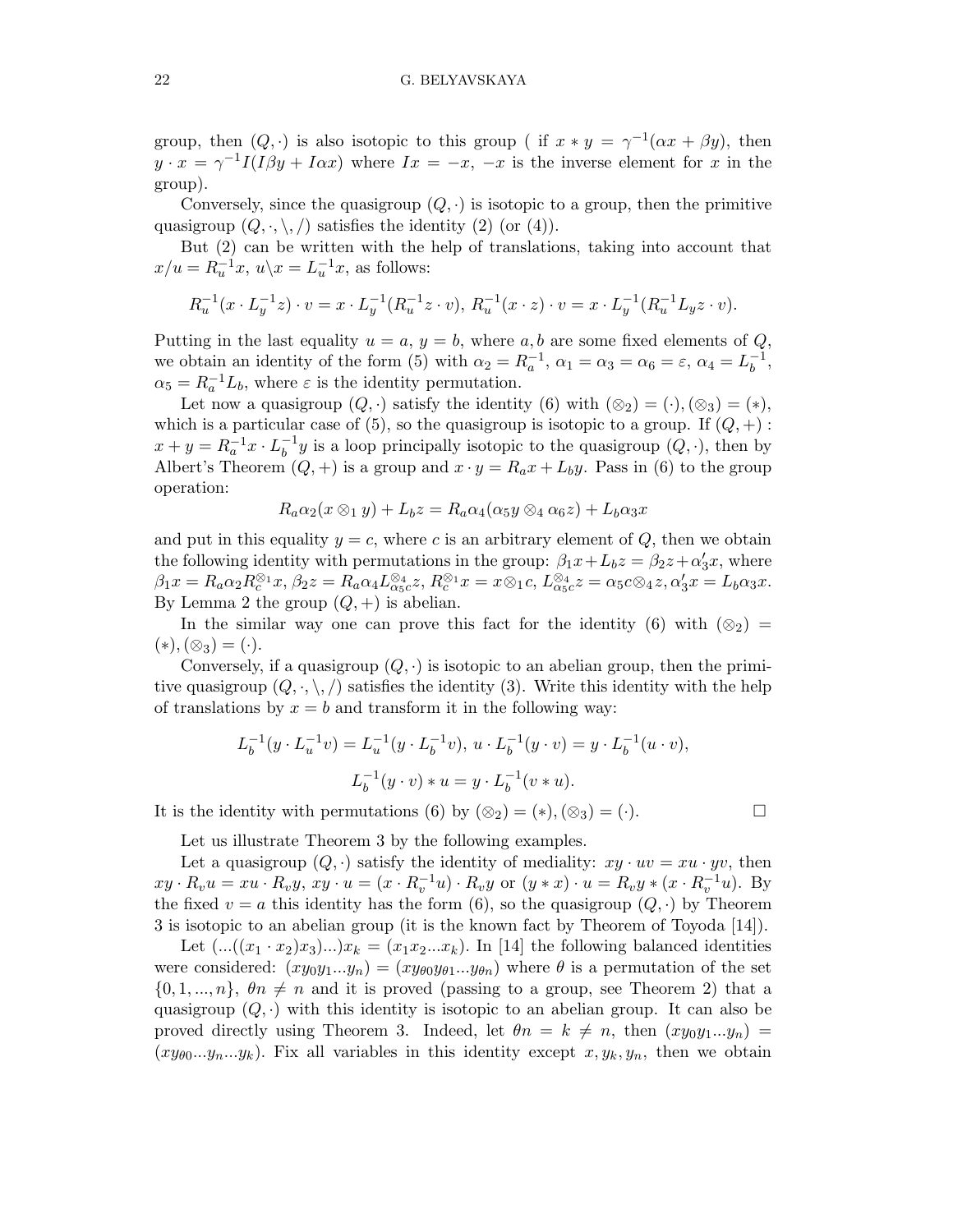group, then $(Q,\cdot)$ is also isotopic to this group ( if $x * y = \gamma^{-1}(\alpha x + \beta y)$, then $y \cdot x = \gamma^{-1} I(I\beta y + I\alpha x)$ where $Ix = -x$, $-x$ is the inverse element for $x$ in the group).

Conversely, since the quasigroup $(Q,\cdot)$ is isotopic to a group, then the primitive quasigroup $(Q,\cdot,\backslash,/)$ satisfies the identity (2) (or (4)).

But (2) can be written with the help of translations, taking into account that $x/u = R_u^{-1}x$, $u\backslash x = L_u^{-1}x$, as follows:

$$R_u^{-1}(x \cdot L_y^{-1}z) \cdot v = x \cdot L_y^{-1}(R_u^{-1}z \cdot v),\ R_u^{-1}(x \cdot z) \cdot v = x \cdot L_y^{-1}(R_u^{-1}L_y z \cdot v).$$

Putting in the last equality $u = a$, $y = b$, where $a, b$ are some fixed elements of $Q$, we obtain an identity of the form (5) with $\alpha_2 = R_a^{-1}$, $\alpha_1 = \alpha_3 = \alpha_6 = \varepsilon$, $\alpha_4 = L_b^{-1}$, $\alpha_5 = R_a^{-1}L_b$, where $\varepsilon$ is the identity permutation.

Let now a quasigroup $(Q,\cdot)$ satisfy the identity (6) with $(\otimes_2) = (\cdot), (\otimes_3) = (*)$, which is a particular case of (5), so the quasigroup is isotopic to a group. If $(Q,+)$ : $x + y = R_a^{-1}x \cdot L_b^{-1}y$ is a loop principally isotopic to the quasigroup $(Q,\cdot)$, then by Albert's Theorem $(Q,+)$ is a group and $x \cdot y = R_a x + L_b y$. Pass in (6) to the group operation:

$$R_a\alpha_2(x \otimes_1 y) + L_b z = R_a\alpha_4(\alpha_5 y \otimes_4 \alpha_6 z) + L_b\alpha_3 x$$

and put in this equality $y = c$, where $c$ is an arbitrary element of $Q$, then we obtain the following identity with permutations in the group: $\beta_1 x + L_b z = \beta_2 z + \alpha_3' x$, where $\beta_1 x = R_a\alpha_2 R_c^{\otimes_1} x$, $\beta_2 z = R_a\alpha_4 L_{\alpha_5 c}^{\otimes_4} z$, $R_c^{\otimes_1} x = x \otimes_1 c$, $L_{\alpha_5 c}^{\otimes_4} z = \alpha_5 c \otimes_4 z$, $\alpha_3' x = L_b\alpha_3 x$. By Lemma 2 the group $(Q,+)$ is abelian.

In the similar way one can prove this fact for the identity (6) with $(\otimes_2) = (*), (\otimes_3) = (\cdot)$.

Conversely, if a quasigroup $(Q,\cdot)$ is isotopic to an abelian group, then the primitive quasigroup $(Q,\cdot,\backslash,/)$ satisfies the identity (3). Write this identity with the help of translations by $x = b$ and transform it in the following way:

$$L_b^{-1}(y \cdot L_u^{-1}v) = L_u^{-1}(y \cdot L_b^{-1}v),\ u \cdot L_b^{-1}(y \cdot v) = y \cdot L_b^{-1}(u \cdot v),$$

$$L_b^{-1}(y \cdot v) * u = y \cdot L_b^{-1}(v * u).$$

It is the identity with permutations (6) by $(\otimes_2) = (*), (\otimes_3) = (\cdot)$. $\square$

Let us illustrate Theorem 3 by the following examples.

Let a quasigroup $(Q,\cdot)$ satisfy the identity of mediality: $xy \cdot uv = xu \cdot yv$, then $xy \cdot R_v u = xu \cdot R_v y$, $xy \cdot u = (x \cdot R_v^{-1}u) \cdot R_v y$ or $(y * x) \cdot u = R_v y * (x \cdot R_v^{-1}u)$. By the fixed $v = a$ this identity has the form (6), so the quasigroup $(Q,\cdot)$ by Theorem 3 is isotopic to an abelian group (it is the known fact by Theorem of Toyoda [14]).

Let $(...((x_1 \cdot x_2)x_3)...)x_k = (x_1 x_2 ... x_k)$. In [14] the following balanced identities were considered: $(xy_0y_1...y_n) = (xy_{\theta 0}y_{\theta 1}...y_{\theta n})$ where $\theta$ is a permutation of the set $\{0, 1, ..., n\}$, $\theta n \neq n$ and it is proved (passing to a group, see Theorem 2) that a quasigroup $(Q,\cdot)$ with this identity is isotopic to an abelian group. It can also be proved directly using Theorem 3. Indeed, let $\theta n = k \neq n$, then $(xy_0y_1...y_n) = (xy_{\theta 0}...y_n...y_k)$. Fix all variables in this identity except $x, y_k, y_n$, then we obtain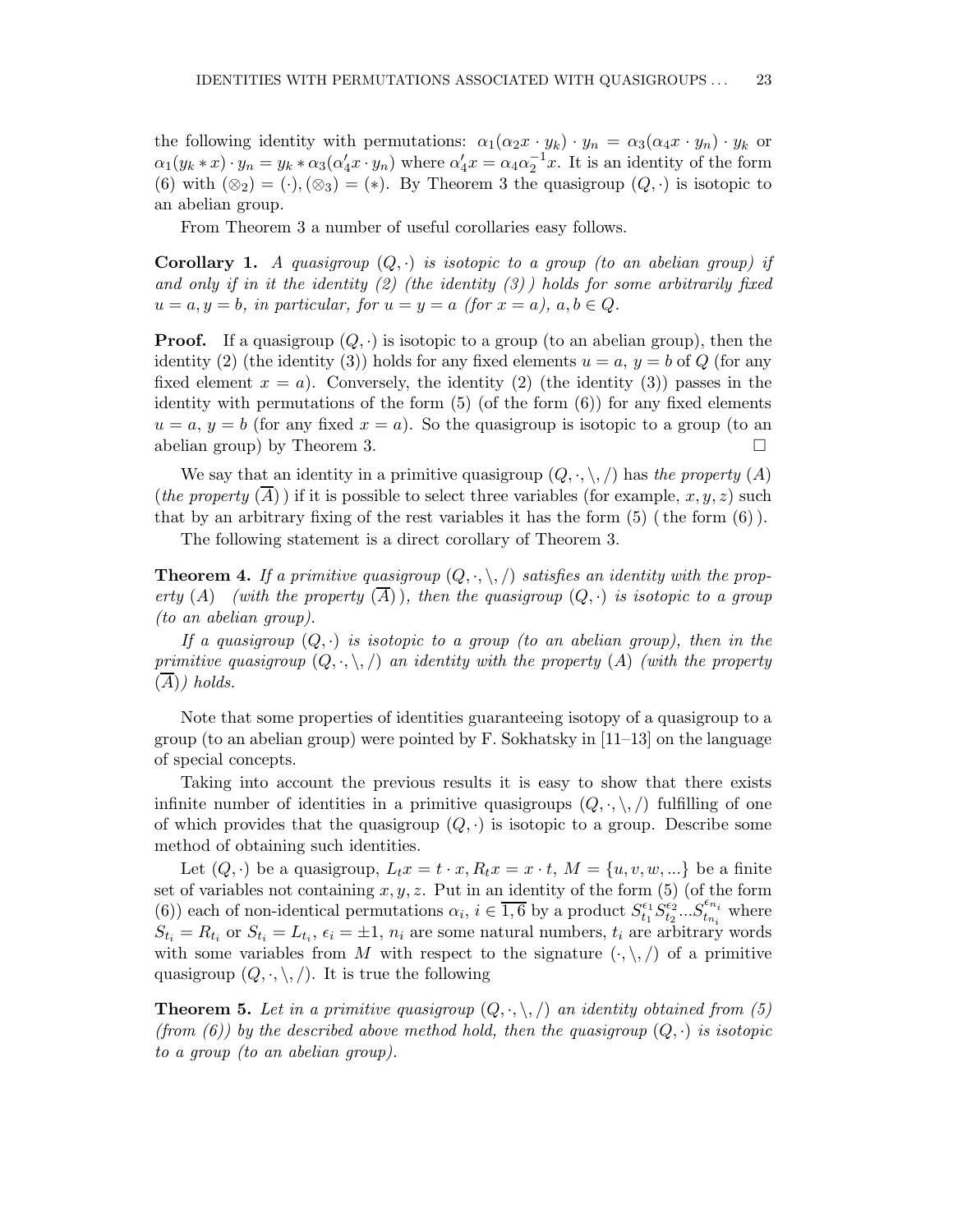the following identity with permutations: $\alpha_1(\alpha_2 x \cdot y_k) \cdot y_n = \alpha_3(\alpha_4 x \cdot y_n) \cdot y_k$ or $\alpha_1(y_k * x) \cdot y_n = y_k * \alpha_3(\alpha_4' x \cdot y_n)$ where $\alpha_4' x = \alpha_4 \alpha_2^{-1} x$. It is an identity of the form (6) with $(\otimes_2) = (\cdot), (\otimes_3) = (*)$. By Theorem 3 the quasigroup $(Q, \cdot)$ is isotopic to an abelian group.

From Theorem 3 a number of useful corollaries easy follows.

**Corollary 1.** *A quasigroup $(Q, \cdot)$ is isotopic to a group (to an abelian group) if and only if in it the identity (2) (the identity (3)) holds for some arbitrarily fixed $u = a, y = b$, in particular, for $u = y = a$ (for $x = a$), $a, b \in Q$.*

**Proof.** If a quasigroup $(Q, \cdot)$ is isotopic to a group (to an abelian group), then the identity (2) (the identity (3)) holds for any fixed elements $u = a$, $y = b$ of $Q$ (for any fixed element $x = a$). Conversely, the identity (2) (the identity (3)) passes in the identity with permutations of the form (5) (of the form (6)) for any fixed elements $u = a$, $y = b$ (for any fixed $x = a$). So the quasigroup is isotopic to a group (to an abelian group) by Theorem 3. $\square$

We say that an identity in a primitive quasigroup $(Q, \cdot, \backslash, /)$ has *the property* $(A)$ (*the property* $(\overline{A})$) if it is possible to select three variables (for example, $x, y, z$) such that by an arbitrary fixing of the rest variables it has the form (5) ( the form (6) ).

The following statement is a direct corollary of Theorem 3.

**Theorem 4.** *If a primitive quasigroup $(Q, \cdot, \backslash, /)$ satisfies an identity with the property $(A)$ (with the property $(\overline{A})$), then the quasigroup $(Q, \cdot)$ is isotopic to a group (to an abelian group).*

*If a quasigroup $(Q, \cdot)$ is isotopic to a group (to an abelian group), then in the primitive quasigroup $(Q, \cdot, \backslash, /)$ an identity with the property $(A)$ (with the property $(\overline{A})$) holds.*

Note that some properties of identities guaranteeing isotopy of a quasigroup to a group (to an abelian group) were pointed by F. Sokhatsky in [11–13] on the language of special concepts.

Taking into account the previous results it is easy to show that there exists infinite number of identities in a primitive quasigroups $(Q, \cdot, \backslash, /)$ fulfilling of one of which provides that the quasigroup $(Q, \cdot)$ is isotopic to a group. Describe some method of obtaining such identities.

Let $(Q, \cdot)$ be a quasigroup, $L_t x = t \cdot x, R_t x = x \cdot t$, $M = \{u, v, w, ...\}$ be a finite set of variables not containing $x, y, z$. Put in an identity of the form (5) (of the form (6)) each of non-identical permutations $\alpha_i$, $i \in \overline{1,6}$ by a product $S_{t_1}^{\epsilon_1} S_{t_2}^{\epsilon_2} ... S_{t_{n_i}}^{\epsilon_{n_i}}$ where $S_{t_i} = R_{t_i}$ or $S_{t_i} = L_{t_i}$, $\epsilon_i = \pm 1$, $n_i$ are some natural numbers, $t_i$ are arbitrary words with some variables from $M$ with respect to the signature $(\cdot, \backslash, /)$ of a primitive quasigroup $(Q, \cdot, \backslash, /)$. It is true the following

**Theorem 5.** *Let in a primitive quasigroup $(Q, \cdot, \backslash, /)$ an identity obtained from (5) (from (6)) by the described above method hold, then the quasigroup $(Q, \cdot)$ is isotopic to a group (to an abelian group).*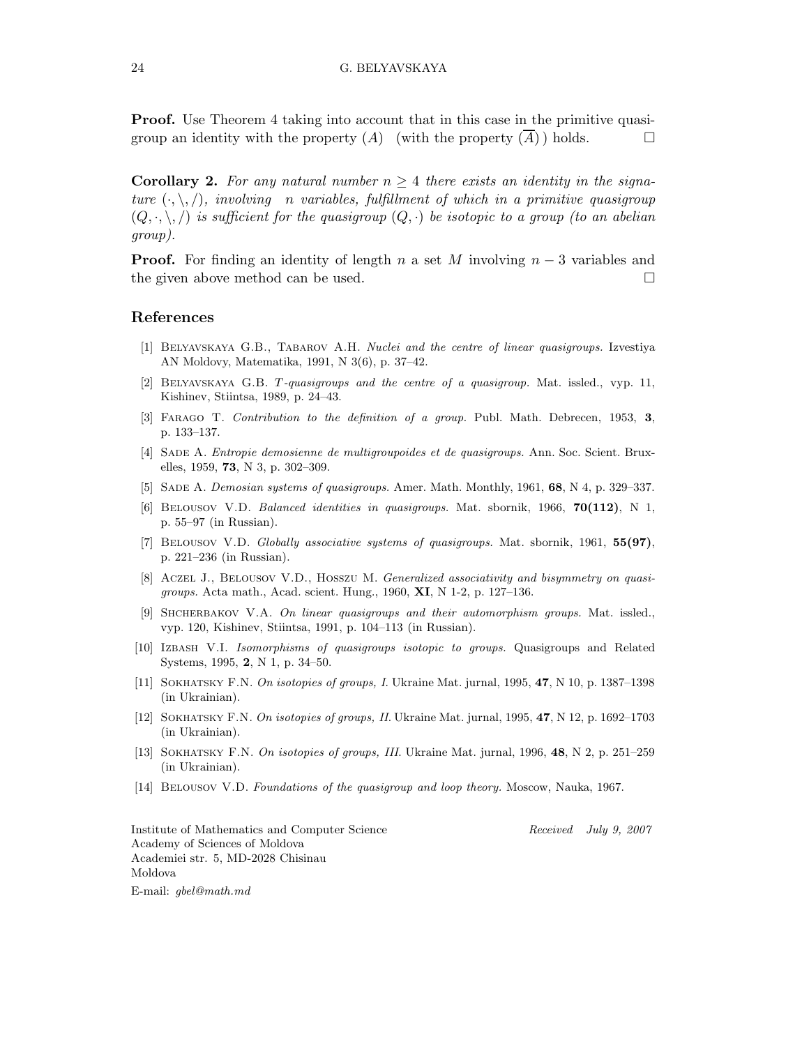**Proof.** Use Theorem 4 taking into account that in this case in the primitive quasigroup an identity with the property $(A)$ (with the property $(\overline{A})$ ) holds. $\square$

**Corollary 2.** *For any natural number $n \geq 4$ there exists an identity in the signature $(\cdot, \backslash, /)$, involving $n$ variables, fulfillment of which in a primitive quasigroup $(Q, \cdot, \backslash, /)$ is sufficient for the quasigroup $(Q, \cdot)$ be isotopic to a group (to an abelian group).*

**Proof.** For finding an identity of length $n$ a set $M$ involving $n-3$ variables and the given above method can be used. $\square$

## References

[1] Belyavskaya G.B., Tabarov A.H. *Nuclei and the centre of linear quasigroups.* Izvestiya AN Moldovy, Matematika, 1991, N 3(6), p. 37–42.

[2] Belyavskaya G.B. *T-quasigroups and the centre of a quasigroup.* Mat. issled., vyp. 11, Kishinev, Stiintsa, 1989, p. 24–43.

[3] Farago T. *Contribution to the definition of a group.* Publ. Math. Debrecen, 1953, **3**, p. 133–137.

[4] Sade A. *Entropie demosienne de multigroupoides et de quasigroups.* Ann. Soc. Scient. Bruxelles, 1959, **73**, N 3, p. 302–309.

[5] Sade A. *Demosian systems of quasigroups.* Amer. Math. Monthly, 1961, **68**, N 4, p. 329–337.

[6] Belousov V.D. *Balanced identities in quasigroups.* Mat. sbornik, 1966, **70(112)**, N 1, p. 55–97 (in Russian).

[7] Belousov V.D. *Globally associative systems of quasigroups.* Mat. sbornik, 1961, **55(97)**, p. 221–236 (in Russian).

[8] Aczel J., Belousov V.D., Hosszu M. *Generalized associativity and bisymmetry on quasigroups.* Acta math., Acad. scient. Hung., 1960, **XI**, N 1-2, p. 127–136.

[9] Shcherbakov V.A. *On linear quasigroups and their automorphism groups.* Mat. issled., vyp. 120, Kishinev, Stiintsa, 1991, p. 104–113 (in Russian).

[10] Izbash V.I. *Isomorphisms of quasigroups isotopic to groups.* Quasigroups and Related Systems, 1995, **2**, N 1, p. 34–50.

[11] Sokhatsky F.N. *On isotopies of groups, I.* Ukraine Mat. jurnal, 1995, **47**, N 10, p. 1387–1398 (in Ukrainian).

[12] Sokhatsky F.N. *On isotopies of groups, II.* Ukraine Mat. jurnal, 1995, **47**, N 12, p. 1692–1703 (in Ukrainian).

[13] Sokhatsky F.N. *On isotopies of groups, III.* Ukraine Mat. jurnal, 1996, **48**, N 2, p. 251–259 (in Ukrainian).

[14] Belousov V.D. *Foundations of the quasigroup and loop theory.* Moscow, Nauka, 1967.

Institute of Mathematics and Computer Science
Academy of Sciences of Moldova
Academiei str. 5, MD-2028 Chisinau
Moldova

E-mail: *gbel@math.md*

*Received July 9, 2007*